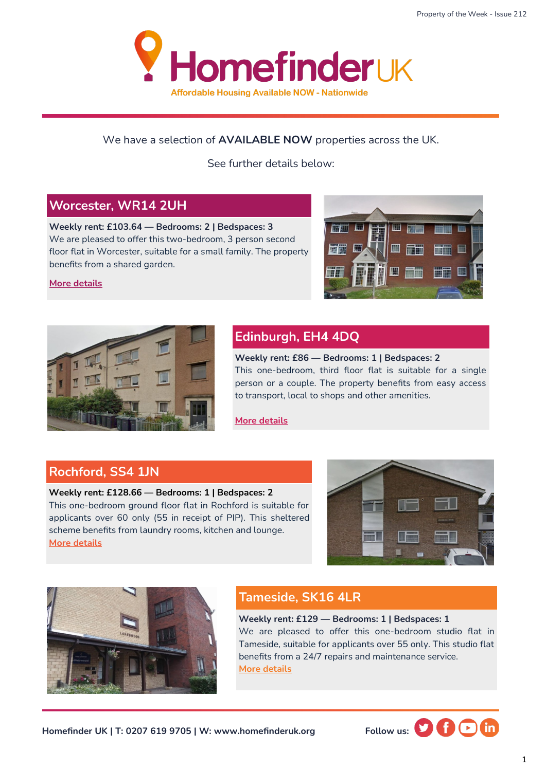# Homefinder UK

Affordable Housing Available NOW - Nationwide

We have a selection of **AVAILABLE NOW** properties across the UK.

See further details below:

## Worcester, WR14 2UH

**Weekly rent: £103.64 — Bedrooms: 2 | Bedspaces: 3**

We are pleased to offer this two-bedroom, 3 person second floor flat in Worcester, suitable for a small family. The property benefits from a shared garden.

More details

## Edinburgh, EH4 4DQ

**Weekly rent: £86 — Bedrooms: 1 | Bedspaces: 2**

This one-bedroom, third floor flat is suitable for a single person or a couple. The property benefits from easy access to transport, local to shops and other amenities.

More details

## Rochford, SS4 1JN

**Weekly rent: £128.66 — Bedrooms: 1 | Bedspaces: 2**

This one-bedroom ground floor flat in Rochford is suitable for applicants over 60 only (55 in receipt of PIP). This sheltered scheme benefits from laundry rooms, kitchen and lounge.

More details

## Tameside, SK16 4LR

**Weekly rent: £129 — Bedrooms: 1 | Bedspaces: 1**

We are pleased to offer this one-bedroom studio flat in Tameside, suitable for applicants over 55 only. This studio flat benefits from a 24/7 repairs and maintenance service.

More details

**Homefinder UK | T: 0207 619 9705 | W: www.homefinderuk.org**

**Follow us:**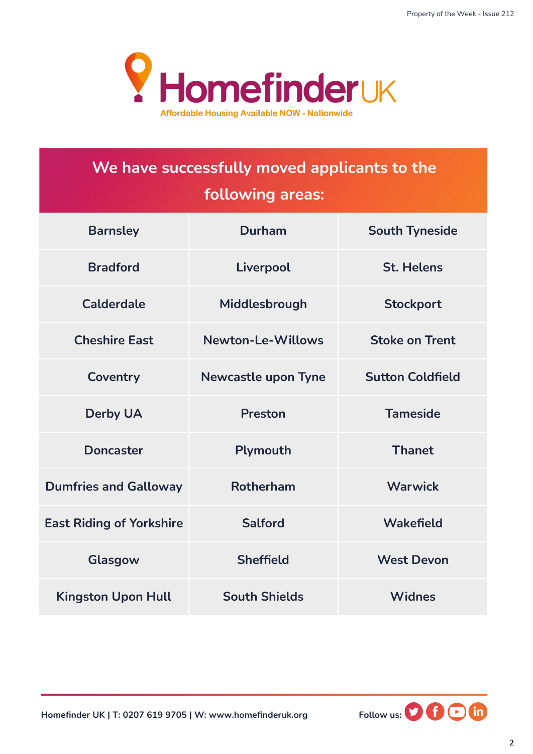# HomefinderUK

Affordable Housing Available NOW - Nationwide

## We have successfully moved applicants to the following areas:

| | | |
|---|---|---|
| Barnsley | Durham | South Tyneside |
| Bradford | Liverpool | St. Helens |
| Calderdale | Middlesbrough | Stockport |
| Cheshire East | Newton-Le-Willows | Stoke on Trent |
| Coventry | Newcastle upon Tyne | Sutton Coldfield |
| Derby UA | Preston | Tameside |
| Doncaster | Plymouth | Thanet |
| Dumfries and Galloway | Rotherham | Warwick |
| East Riding of Yorkshire | Salford | Wakefield |
| Glasgow | Sheffield | West Devon |
| Kingston Upon Hull | South Shields | Widnes |

**Homefinder UK | T: 0207 619 9705 | W: www.homefinderuk.org**

**Follow us:**